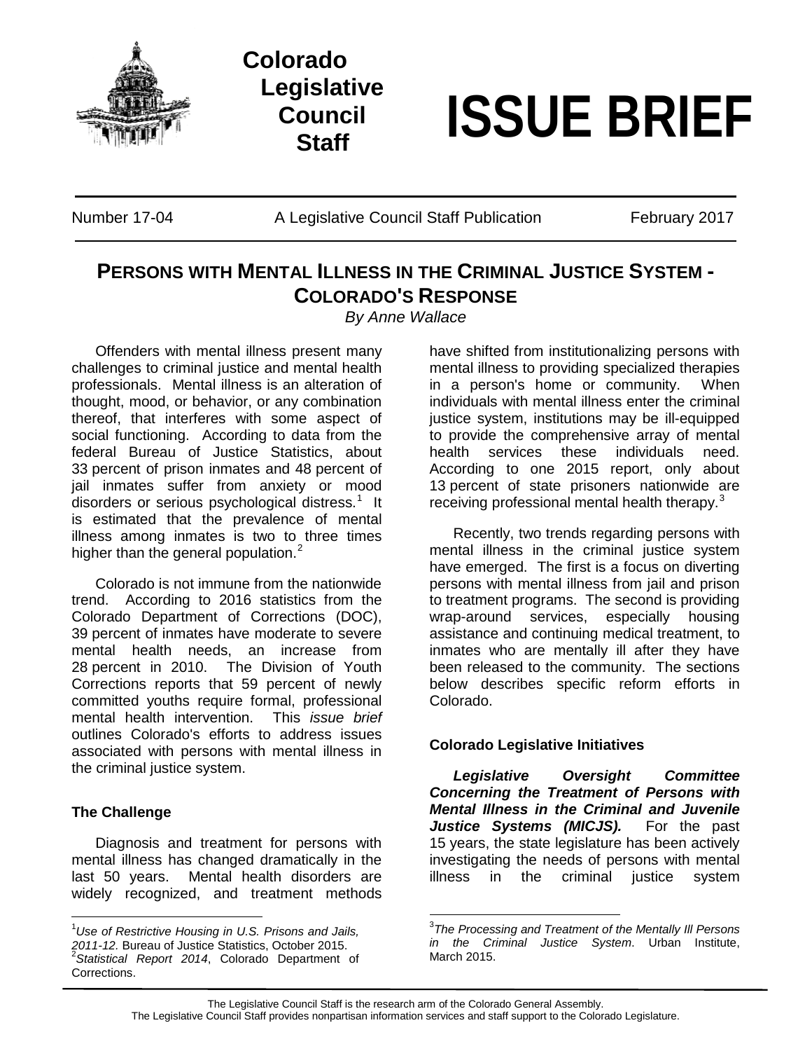Colorado Legislative Council Staff

# ISSUE BRIEF

Number 17-04 | A Legislative Council Staff Publication | February 2017

## PERSONS WITH MENTAL ILLNESS IN THE CRIMINAL JUSTICE SYSTEM - COLORADO'S RESPONSE

*By Anne Wallace*

Offenders with mental illness present many challenges to criminal justice and mental health professionals. Mental illness is an alteration of thought, mood, or behavior, or any combination thereof, that interferes with some aspect of social functioning. According to data from the federal Bureau of Justice Statistics, about 33 percent of prison inmates and 48 percent of jail inmates suffer from anxiety or mood disorders or serious psychological distress.[1] It is estimated that the prevalence of mental illness among inmates is two to three times higher than the general population.[2]

Colorado is not immune from the nationwide trend. According to 2016 statistics from the Colorado Department of Corrections (DOC), 39 percent of inmates have moderate to severe mental health needs, an increase from 28 percent in 2010. The Division of Youth Corrections reports that 59 percent of newly committed youths require formal, professional mental health intervention. This *issue brief* outlines Colorado's efforts to address issues associated with persons with mental illness in the criminal justice system.

### The Challenge

Diagnosis and treatment for persons with mental illness has changed dramatically in the last 50 years. Mental health disorders are widely recognized, and treatment methods have shifted from institutionalizing persons with mental illness to providing specialized therapies in a person's home or community. When individuals with mental illness enter the criminal justice system, institutions may be ill-equipped to provide the comprehensive array of mental health services these individuals need. According to one 2015 report, only about 13 percent of state prisoners nationwide are receiving professional mental health therapy.[3]

Recently, two trends regarding persons with mental illness in the criminal justice system have emerged. The first is a focus on diverting persons with mental illness from jail and prison to treatment programs. The second is providing wrap-around services, especially housing assistance and continuing medical treatment, to inmates who are mentally ill after they have been released to the community. The sections below describes specific reform efforts in Colorado.

### Colorado Legislative Initiatives

***Legislative Oversight Committee Concerning the Treatment of Persons with Mental Illness in the Criminal and Juvenile Justice Systems (MICJS).*** For the past 15 years, the state legislature has been actively investigating the needs of persons with mental illness in the criminal justice system

---

[1] *Use of Restrictive Housing in U.S. Prisons and Jails, 2011-12.* Bureau of Justice Statistics, October 2015.

[2] *Statistical Report 2014*, Colorado Department of Corrections.

[3] *The Processing and Treatment of the Mentally Ill Persons in the Criminal Justice System*. Urban Institute, March 2015.

The Legislative Council Staff is the research arm of the Colorado General Assembly.
The Legislative Council Staff provides nonpartisan information services and staff support to the Colorado Legislature.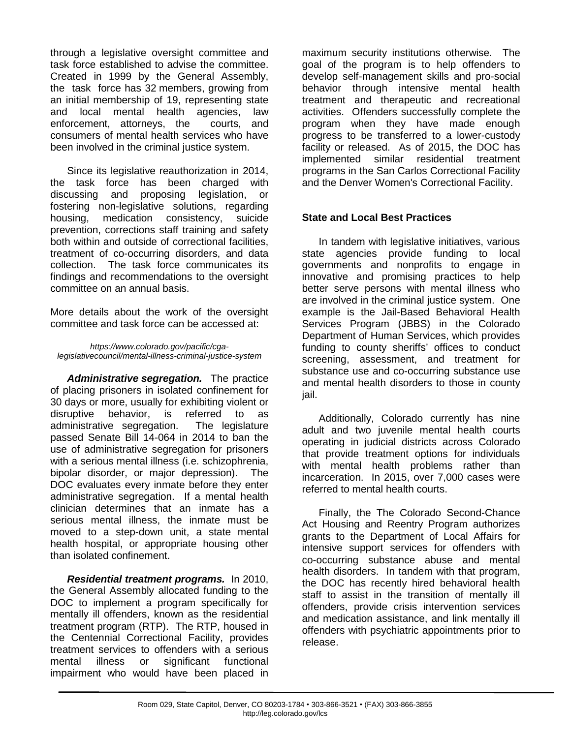through a legislative oversight committee and task force established to advise the committee. Created in 1999 by the General Assembly, the task force has 32 members, growing from an initial membership of 19, representing state and local mental health agencies, law enforcement, attorneys, the courts, and consumers of mental health services who have been involved in the criminal justice system.

Since its legislative reauthorization in 2014, the task force has been charged with discussing and proposing legislation, or fostering non-legislative solutions, regarding housing, medication consistency, suicide prevention, corrections staff training and safety both within and outside of correctional facilities, treatment of co-occurring disorders, and data collection. The task force communicates its findings and recommendations to the oversight committee on an annual basis.

More details about the work of the oversight committee and task force can be accessed at:

*https://www.colorado.gov/pacific/cga-legislativecouncil/mental-illness-criminal-justice-system*

***Administrative segregation.*** The practice of placing prisoners in isolated confinement for 30 days or more, usually for exhibiting violent or disruptive behavior, is referred to as administrative segregation. The legislature passed Senate Bill 14-064 in 2014 to ban the use of administrative segregation for prisoners with a serious mental illness (i.e. schizophrenia, bipolar disorder, or major depression). The DOC evaluates every inmate before they enter administrative segregation. If a mental health clinician determines that an inmate has a serious mental illness, the inmate must be moved to a step-down unit, a state mental health hospital, or appropriate housing other than isolated confinement.

***Residential treatment programs.*** In 2010, the General Assembly allocated funding to the DOC to implement a program specifically for mentally ill offenders, known as the residential treatment program (RTP). The RTP, housed in the Centennial Correctional Facility, provides treatment services to offenders with a serious mental illness or significant functional impairment who would have been placed in maximum security institutions otherwise. The goal of the program is to help offenders to develop self-management skills and pro-social behavior through intensive mental health treatment and therapeutic and recreational activities. Offenders successfully complete the program when they have made enough progress to be transferred to a lower-custody facility or released. As of 2015, the DOC has implemented similar residential treatment programs in the San Carlos Correctional Facility and the Denver Women's Correctional Facility.

**State and Local Best Practices**

In tandem with legislative initiatives, various state agencies provide funding to local governments and nonprofits to engage in innovative and promising practices to help better serve persons with mental illness who are involved in the criminal justice system. One example is the Jail-Based Behavioral Health Services Program (JBBS) in the Colorado Department of Human Services, which provides funding to county sheriffs' offices to conduct screening, assessment, and treatment for substance use and co-occurring substance use and mental health disorders to those in county jail.

Additionally, Colorado currently has nine adult and two juvenile mental health courts operating in judicial districts across Colorado that provide treatment options for individuals with mental health problems rather than incarceration. In 2015, over 7,000 cases were referred to mental health courts.

Finally, the The Colorado Second-Chance Act Housing and Reentry Program authorizes grants to the Department of Local Affairs for intensive support services for offenders with co-occurring substance abuse and mental health disorders. In tandem with that program, the DOC has recently hired behavioral health staff to assist in the transition of mentally ill offenders, provide crisis intervention services and medication assistance, and link mentally ill offenders with psychiatric appointments prior to release.